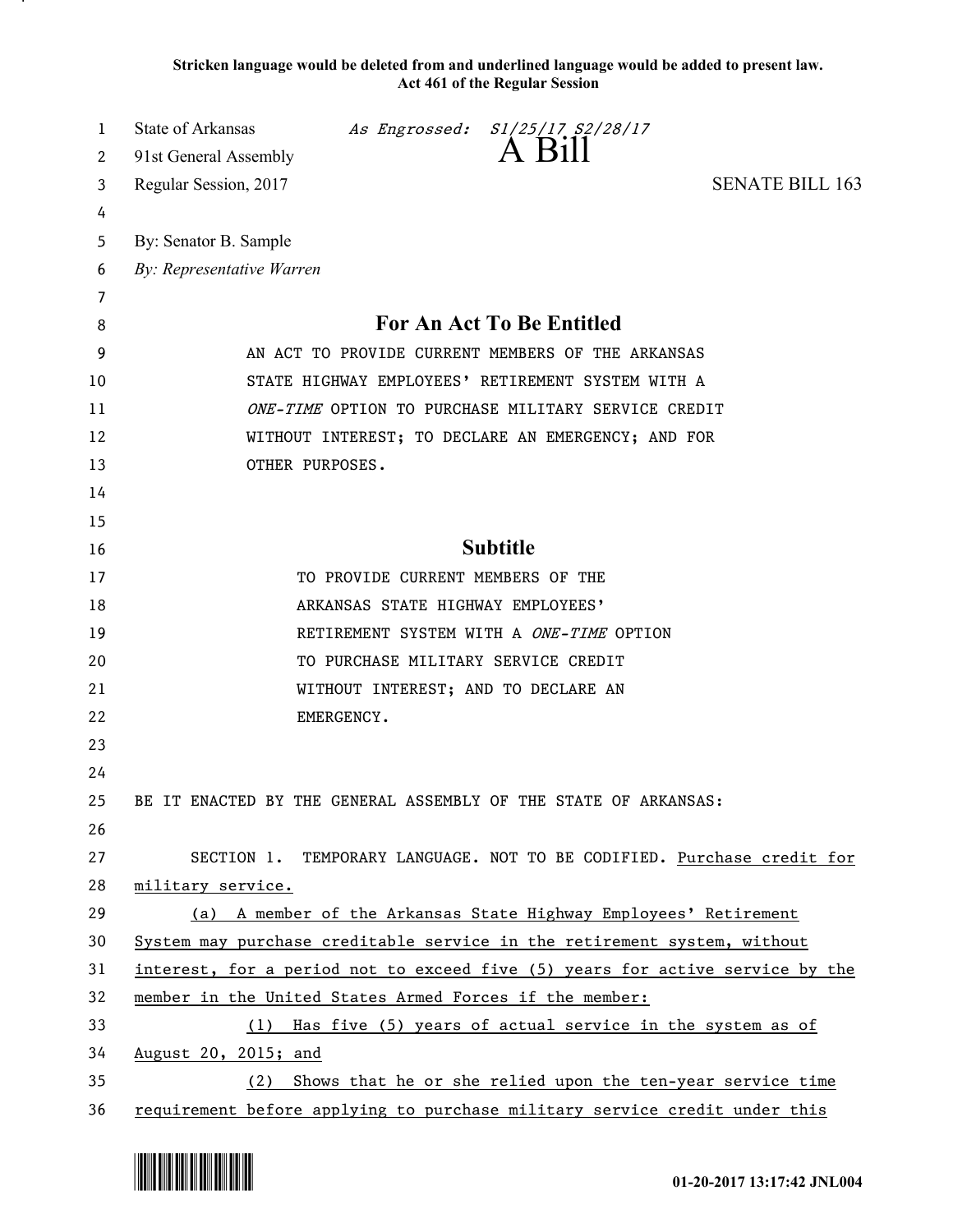**Stricken language would be deleted from and underlined language would be added to present law.**
**Act 461 of the Regular Session**

State of Arkansas *As Engrossed: S1/25/17 S2/28/17*
91st General Assembly
# A Bill
Regular Session, 2017 SENATE BILL 163

By: Senator B. Sample
*By: Representative Warren*

## For An Act To Be Entitled

AN ACT TO PROVIDE CURRENT MEMBERS OF THE ARKANSAS STATE HIGHWAY EMPLOYEES' RETIREMENT SYSTEM WITH A *ONE-TIME* OPTION TO PURCHASE MILITARY SERVICE CREDIT WITHOUT INTEREST; TO DECLARE AN EMERGENCY; AND FOR OTHER PURPOSES.

## Subtitle

TO PROVIDE CURRENT MEMBERS OF THE ARKANSAS STATE HIGHWAY EMPLOYEES' RETIREMENT SYSTEM WITH A *ONE-TIME* OPTION TO PURCHASE MILITARY SERVICE CREDIT WITHOUT INTEREST; AND TO DECLARE AN EMERGENCY.

BE IT ENACTED BY THE GENERAL ASSEMBLY OF THE STATE OF ARKANSAS:

SECTION 1. TEMPORARY LANGUAGE. NOT TO BE CODIFIED. Purchase credit for military service.

(a) A member of the Arkansas State Highway Employees' Retirement System may purchase creditable service in the retirement system, without interest, for a period not to exceed five (5) years for active service by the member in the United States Armed Forces if the member:

(1) Has five (5) years of actual service in the system as of August 20, 2015; and

(2) Shows that he or she relied upon the ten-year service time requirement before applying to purchase military service credit under this

01-20-2017 13:17:42 JNL004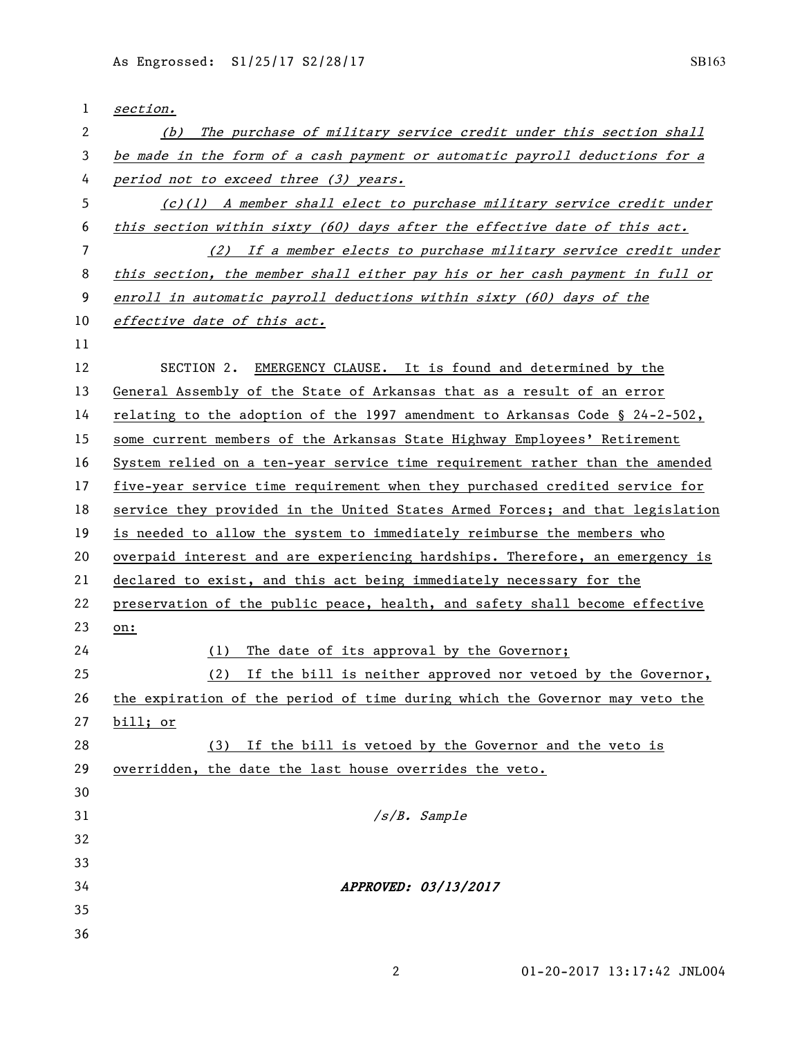*section.*

*(b) The purchase of military service credit under this section shall be made in the form of a cash payment or automatic payroll deductions for a period not to exceed three (3) years.*

*(c)(1) A member shall elect to purchase military service credit under this section within sixty (60) days after the effective date of this act.*

*(2) If a member elects to purchase military service credit under this section, the member shall either pay his or her cash payment in full or enroll in automatic payroll deductions within sixty (60) days of the effective date of this act.*

SECTION 2. EMERGENCY CLAUSE. It is found and determined by the General Assembly of the State of Arkansas that as a result of an error relating to the adoption of the 1997 amendment to Arkansas Code § 24-2-502, some current members of the Arkansas State Highway Employees' Retirement System relied on a ten-year service time requirement rather than the amended five-year service time requirement when they purchased credited service for service they provided in the United States Armed Forces; and that legislation is needed to allow the system to immediately reimburse the members who overpaid interest and are experiencing hardships. Therefore, an emergency is declared to exist, and this act being immediately necessary for the preservation of the public peace, health, and safety shall become effective on:

(1) The date of its approval by the Governor;

(2) If the bill is neither approved nor vetoed by the Governor, the expiration of the period of time during which the Governor may veto the bill; or

(3) If the bill is vetoed by the Governor and the veto is overridden, the date the last house overrides the veto.

*/s/B. Sample*

***APPROVED: 03/13/2017***